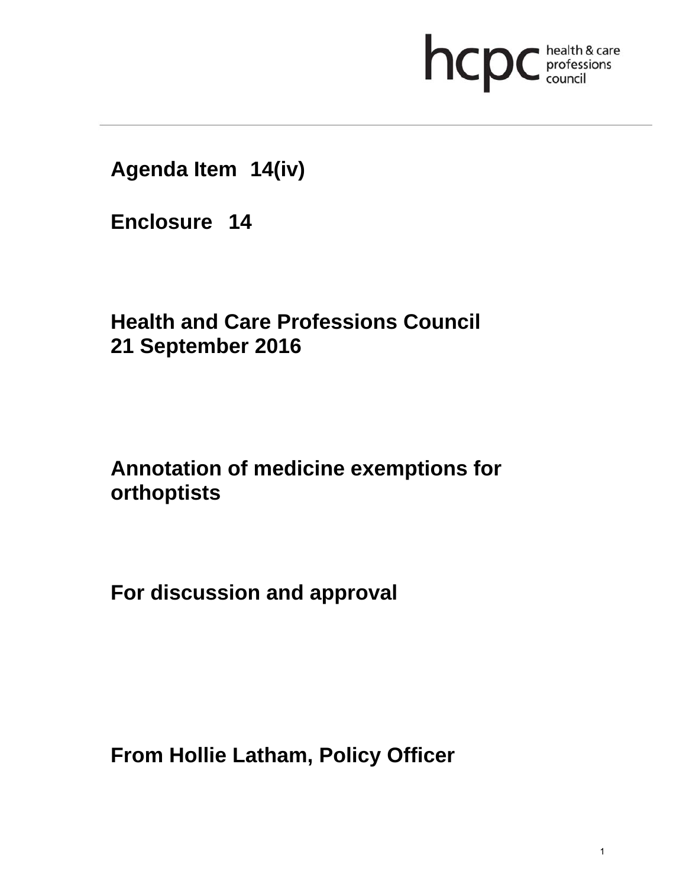hcpc health & care professions council

**Agenda Item 14(iv)**

**Enclosure 14**

**Health and Care Professions Council**
**21 September 2016**

**Annotation of medicine exemptions for orthoptists**

**For discussion and approval**

**From Hollie Latham, Policy Officer**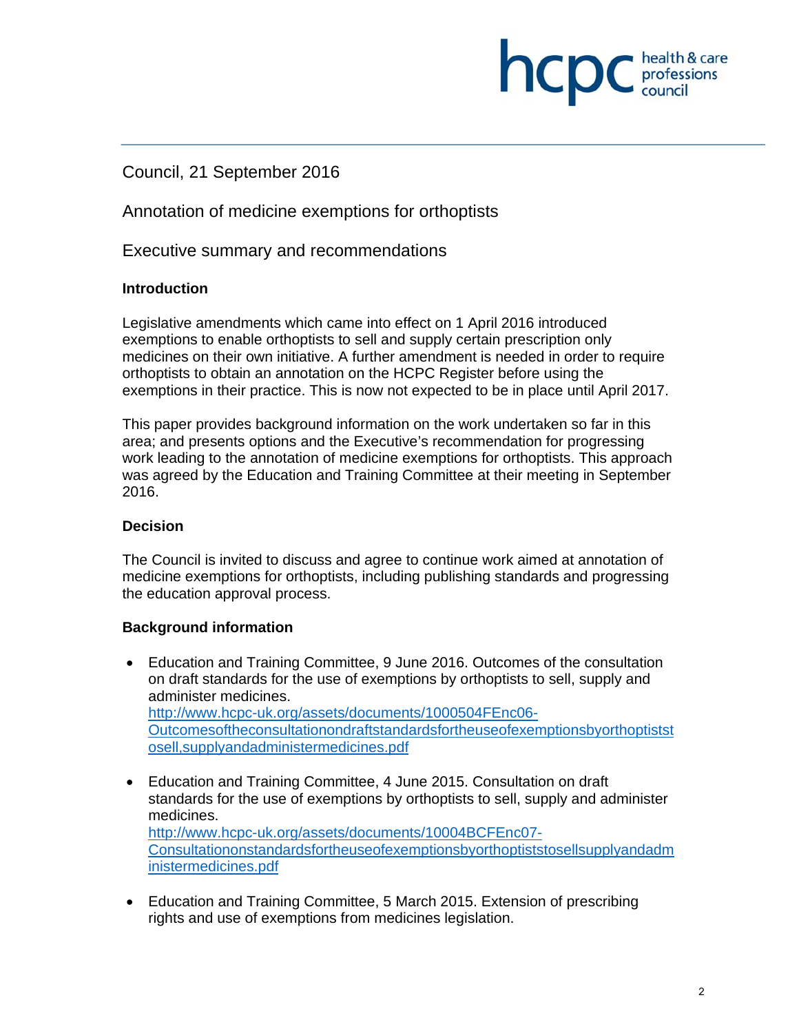Council, 21 September 2016

Annotation of medicine exemptions for orthoptists

Executive summary and recommendations

### Introduction

Legislative amendments which came into effect on 1 April 2016 introduced exemptions to enable orthoptists to sell and supply certain prescription only medicines on their own initiative. A further amendment is needed in order to require orthoptists to obtain an annotation on the HCPC Register before using the exemptions in their practice. This is now not expected to be in place until April 2017.

This paper provides background information on the work undertaken so far in this area; and presents options and the Executive's recommendation for progressing work leading to the annotation of medicine exemptions for orthoptists. This approach was agreed by the Education and Training Committee at their meeting in September 2016.

### Decision

The Council is invited to discuss and agree to continue work aimed at annotation of medicine exemptions for orthoptists, including publishing standards and progressing the education approval process.

### Background information

- Education and Training Committee, 9 June 2016. Outcomes of the consultation on draft standards for the use of exemptions by orthoptists to sell, supply and administer medicines.
  http://www.hcpc-uk.org/assets/documents/1000504FEnc06-Outcomesoftheconsultationondraftstandardsfortheuseofexemptionsbyorthoptiststosell,supplyandadministermedicines.pdf

- Education and Training Committee, 4 June 2015. Consultation on draft standards for the use of exemptions by orthoptists to sell, supply and administer medicines.
  http://www.hcpc-uk.org/assets/documents/10004BCFEnc07-Consultationonstandardsfortheuseofexemptionsbyorthoptiststosellsupplyandadministermedicines.pdf

- Education and Training Committee, 5 March 2015. Extension of prescribing rights and use of exemptions from medicines legislation.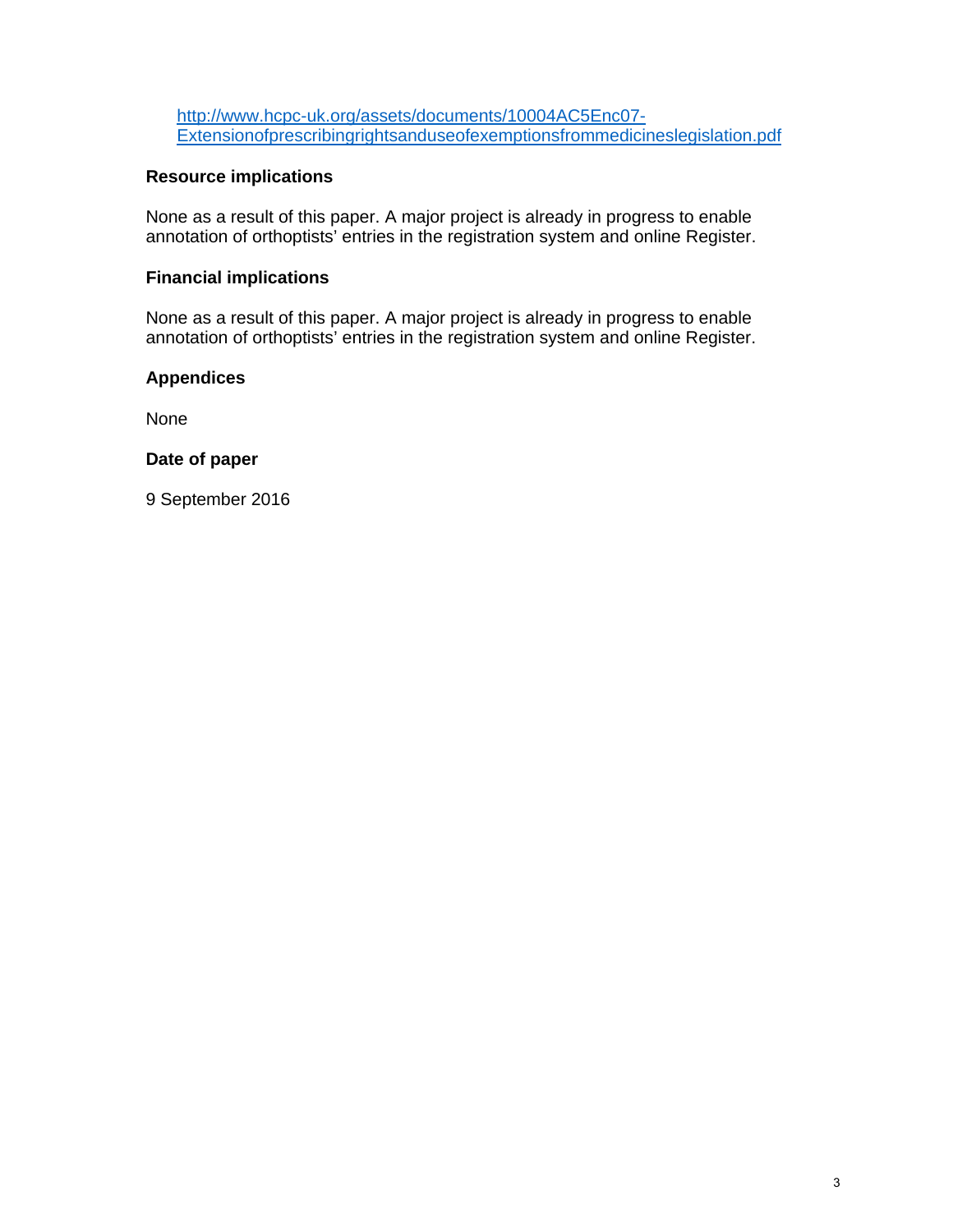http://www.hcpc-uk.org/assets/documents/10004AC5Enc07-Extensionofprescribingrightsanduseofexemptionsfrommedicineslegislation.pdf

### Resource implications

None as a result of this paper. A major project is already in progress to enable annotation of orthoptists' entries in the registration system and online Register.

### Financial implications

None as a result of this paper. A major project is already in progress to enable annotation of orthoptists' entries in the registration system and online Register.

### Appendices

None

### Date of paper

9 September 2016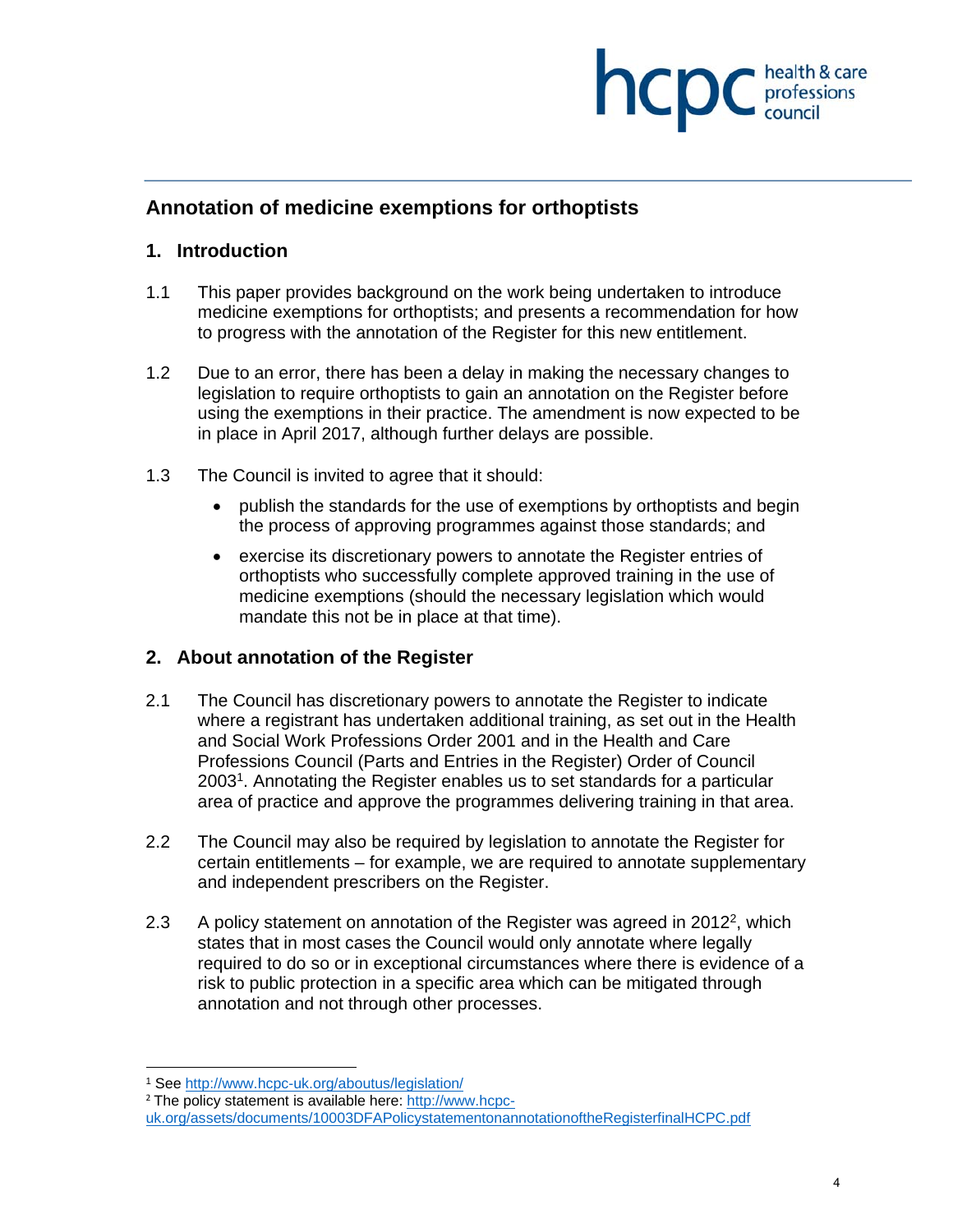## Annotation of medicine exemptions for orthoptists

### 1. Introduction

1.1 This paper provides background on the work being undertaken to introduce medicine exemptions for orthoptists; and presents a recommendation for how to progress with the annotation of the Register for this new entitlement.

1.2 Due to an error, there has been a delay in making the necessary changes to legislation to require orthoptists to gain an annotation on the Register before using the exemptions in their practice. The amendment is now expected to be in place in April 2017, although further delays are possible.

1.3 The Council is invited to agree that it should:

- publish the standards for the use of exemptions by orthoptists and begin the process of approving programmes against those standards; and
- exercise its discretionary powers to annotate the Register entries of orthoptists who successfully complete approved training in the use of medicine exemptions (should the necessary legislation which would mandate this not be in place at that time).

### 2. About annotation of the Register

2.1 The Council has discretionary powers to annotate the Register to indicate where a registrant has undertaken additional training, as set out in the Health and Social Work Professions Order 2001 and in the Health and Care Professions Council (Parts and Entries in the Register) Order of Council 2003[1]. Annotating the Register enables us to set standards for a particular area of practice and approve the programmes delivering training in that area.

2.2 The Council may also be required by legislation to annotate the Register for certain entitlements – for example, we are required to annotate supplementary and independent prescribers on the Register.

2.3 A policy statement on annotation of the Register was agreed in 2012[2], which states that in most cases the Council would only annotate where legally required to do so or in exceptional circumstances where there is evidence of a risk to public protection in a specific area which can be mitigated through annotation and not through other processes.

---

[1] See http://www.hcpc-uk.org/aboutus/legislation/

[2] The policy statement is available here: http://www.hcpc-uk.org/assets/documents/10003DFAPolicystatementonannotationoftheRegisterfinalHCPC.pdf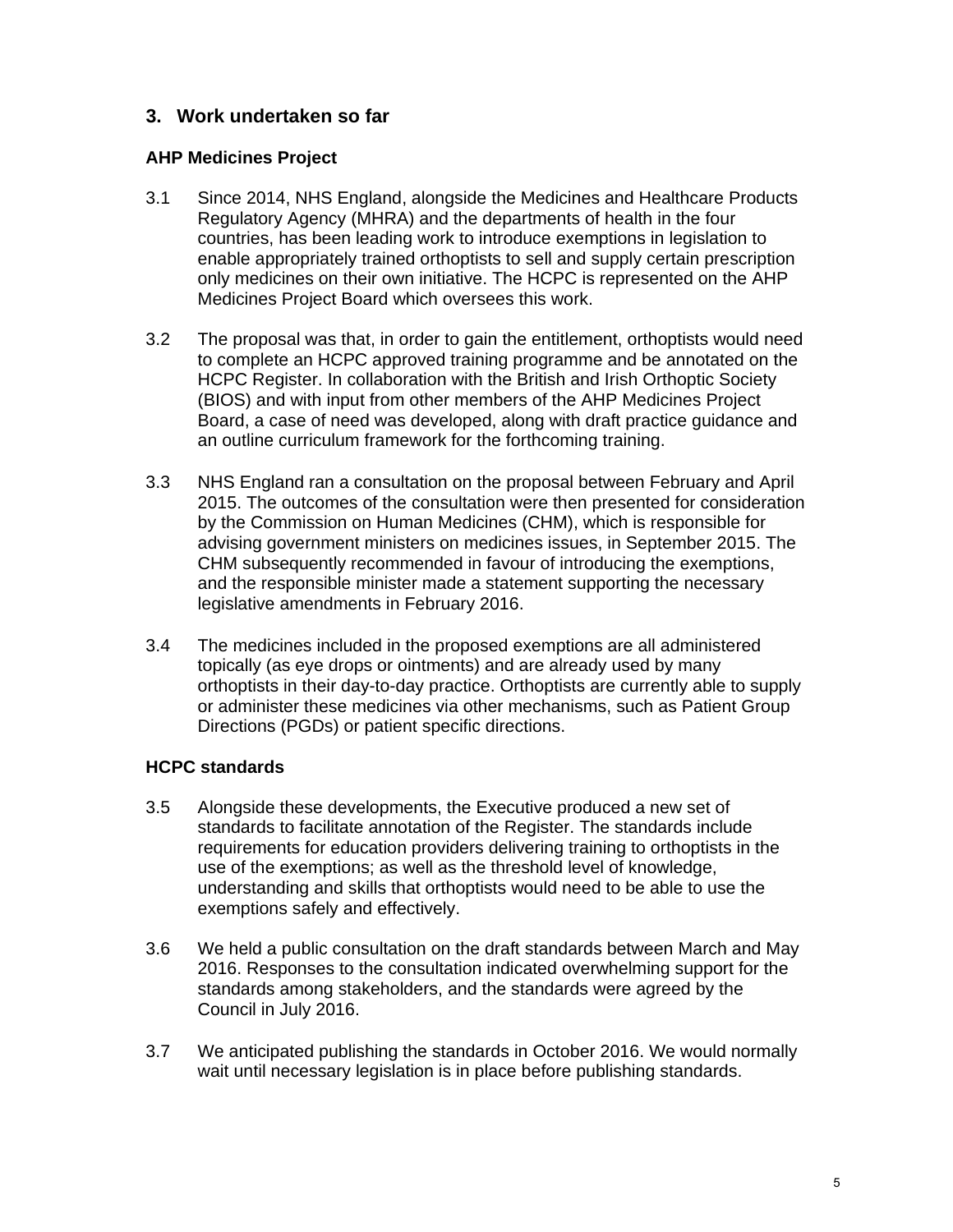## 3. Work undertaken so far

### AHP Medicines Project

3.1 Since 2014, NHS England, alongside the Medicines and Healthcare Products Regulatory Agency (MHRA) and the departments of health in the four countries, has been leading work to introduce exemptions in legislation to enable appropriately trained orthoptists to sell and supply certain prescription only medicines on their own initiative. The HCPC is represented on the AHP Medicines Project Board which oversees this work.

3.2 The proposal was that, in order to gain the entitlement, orthoptists would need to complete an HCPC approved training programme and be annotated on the HCPC Register. In collaboration with the British and Irish Orthoptic Society (BIOS) and with input from other members of the AHP Medicines Project Board, a case of need was developed, along with draft practice guidance and an outline curriculum framework for the forthcoming training.

3.3 NHS England ran a consultation on the proposal between February and April 2015. The outcomes of the consultation were then presented for consideration by the Commission on Human Medicines (CHM), which is responsible for advising government ministers on medicines issues, in September 2015. The CHM subsequently recommended in favour of introducing the exemptions, and the responsible minister made a statement supporting the necessary legislative amendments in February 2016.

3.4 The medicines included in the proposed exemptions are all administered topically (as eye drops or ointments) and are already used by many orthoptists in their day-to-day practice. Orthoptists are currently able to supply or administer these medicines via other mechanisms, such as Patient Group Directions (PGDs) or patient specific directions.

### HCPC standards

3.5 Alongside these developments, the Executive produced a new set of standards to facilitate annotation of the Register. The standards include requirements for education providers delivering training to orthoptists in the use of the exemptions; as well as the threshold level of knowledge, understanding and skills that orthoptists would need to be able to use the exemptions safely and effectively.

3.6 We held a public consultation on the draft standards between March and May 2016. Responses to the consultation indicated overwhelming support for the standards among stakeholders, and the standards were agreed by the Council in July 2016.

3.7 We anticipated publishing the standards in October 2016. We would normally wait until necessary legislation is in place before publishing standards.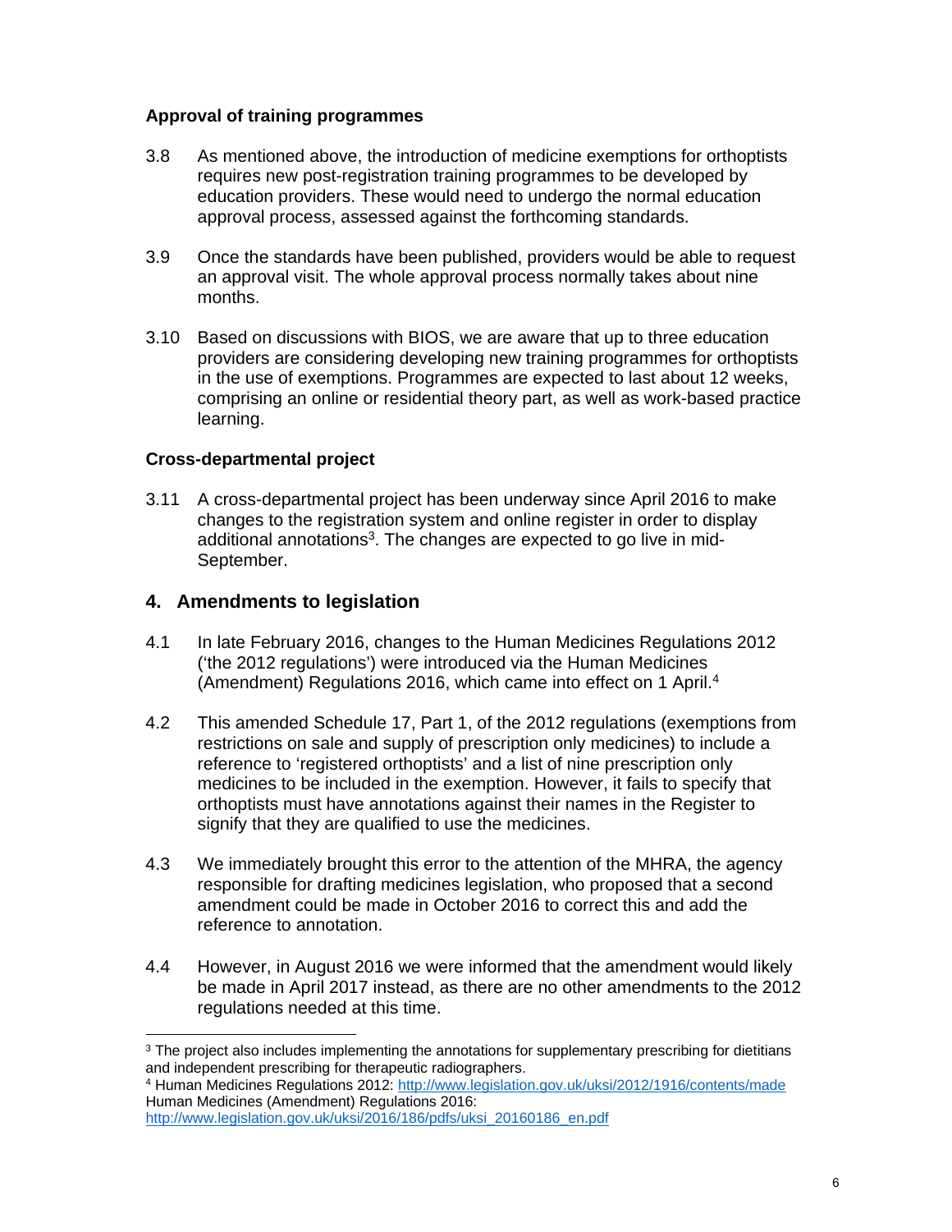### Approval of training programmes

3.8 As mentioned above, the introduction of medicine exemptions for orthoptists requires new post-registration training programmes to be developed by education providers. These would need to undergo the normal education approval process, assessed against the forthcoming standards.

3.9 Once the standards have been published, providers would be able to request an approval visit. The whole approval process normally takes about nine months.

3.10 Based on discussions with BIOS, we are aware that up to three education providers are considering developing new training programmes for orthoptists in the use of exemptions. Programmes are expected to last about 12 weeks, comprising an online or residential theory part, as well as work-based practice learning.

### Cross-departmental project

3.11 A cross-departmental project has been underway since April 2016 to make changes to the registration system and online register in order to display additional annotations[3]. The changes are expected to go live in mid-September.

## 4. Amendments to legislation

4.1 In late February 2016, changes to the Human Medicines Regulations 2012 ('the 2012 regulations') were introduced via the Human Medicines (Amendment) Regulations 2016, which came into effect on 1 April.[4]

4.2 This amended Schedule 17, Part 1, of the 2012 regulations (exemptions from restrictions on sale and supply of prescription only medicines) to include a reference to 'registered orthoptists' and a list of nine prescription only medicines to be included in the exemption. However, it fails to specify that orthoptists must have annotations against their names in the Register to signify that they are qualified to use the medicines.

4.3 We immediately brought this error to the attention of the MHRA, the agency responsible for drafting medicines legislation, who proposed that a second amendment could be made in October 2016 to correct this and add the reference to annotation.

4.4 However, in August 2016 we were informed that the amendment would likely be made in April 2017 instead, as there are no other amendments to the 2012 regulations needed at this time.

---

[3] The project also includes implementing the annotations for supplementary prescribing for dietitians and independent prescribing for therapeutic radiographers.

[4] Human Medicines Regulations 2012: http://www.legislation.gov.uk/uksi/2012/1916/contents/made
Human Medicines (Amendment) Regulations 2016:
http://www.legislation.gov.uk/uksi/2016/186/pdfs/uksi_20160186_en.pdf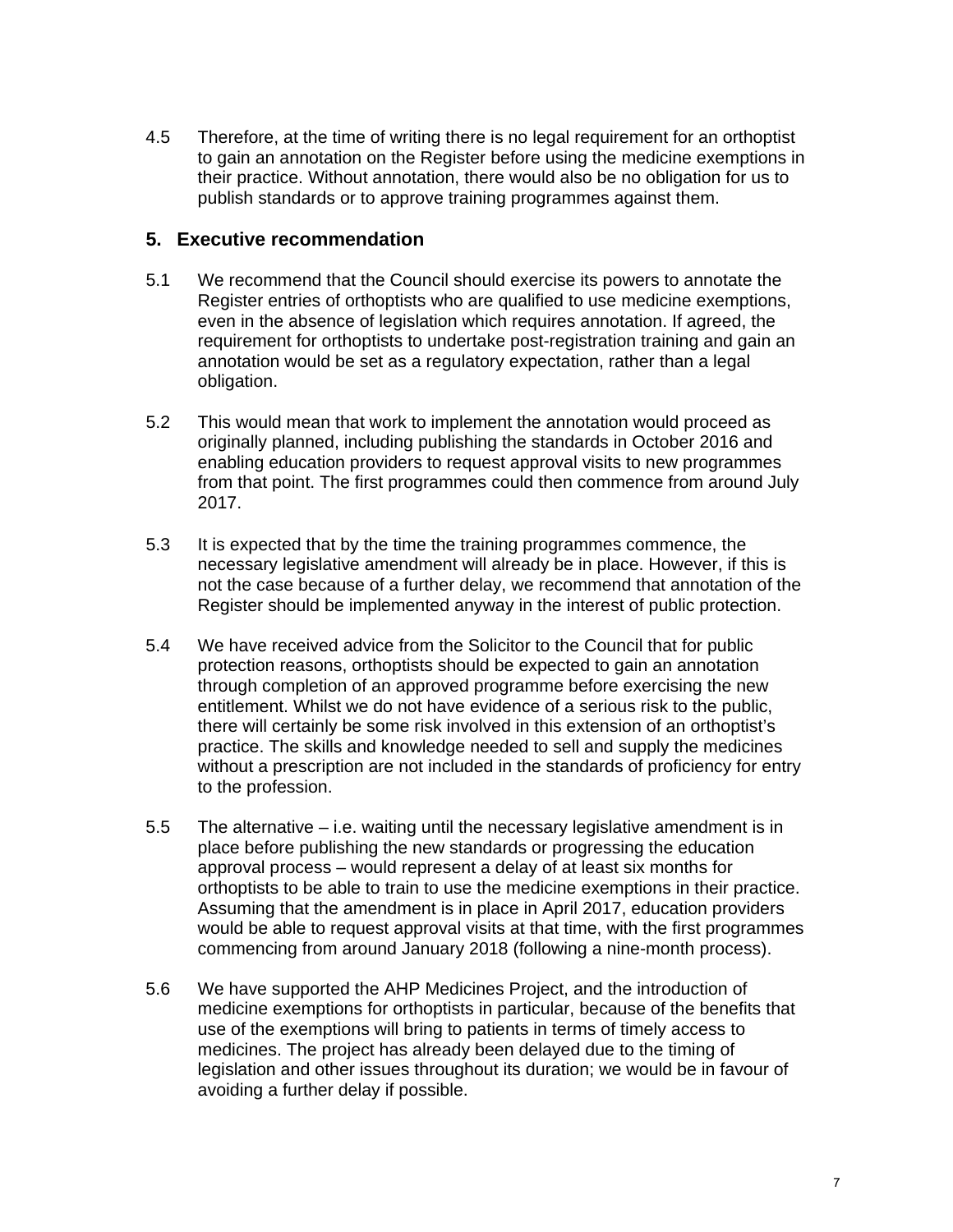4.5 Therefore, at the time of writing there is no legal requirement for an orthoptist to gain an annotation on the Register before using the medicine exemptions in their practice. Without annotation, there would also be no obligation for us to publish standards or to approve training programmes against them.

## 5. Executive recommendation

5.1 We recommend that the Council should exercise its powers to annotate the Register entries of orthoptists who are qualified to use medicine exemptions, even in the absence of legislation which requires annotation. If agreed, the requirement for orthoptists to undertake post-registration training and gain an annotation would be set as a regulatory expectation, rather than a legal obligation.

5.2 This would mean that work to implement the annotation would proceed as originally planned, including publishing the standards in October 2016 and enabling education providers to request approval visits to new programmes from that point. The first programmes could then commence from around July 2017.

5.3 It is expected that by the time the training programmes commence, the necessary legislative amendment will already be in place. However, if this is not the case because of a further delay, we recommend that annotation of the Register should be implemented anyway in the interest of public protection.

5.4 We have received advice from the Solicitor to the Council that for public protection reasons, orthoptists should be expected to gain an annotation through completion of an approved programme before exercising the new entitlement. Whilst we do not have evidence of a serious risk to the public, there will certainly be some risk involved in this extension of an orthoptist's practice. The skills and knowledge needed to sell and supply the medicines without a prescription are not included in the standards of proficiency for entry to the profession.

5.5 The alternative – i.e. waiting until the necessary legislative amendment is in place before publishing the new standards or progressing the education approval process – would represent a delay of at least six months for orthoptists to be able to train to use the medicine exemptions in their practice. Assuming that the amendment is in place in April 2017, education providers would be able to request approval visits at that time, with the first programmes commencing from around January 2018 (following a nine-month process).

5.6 We have supported the AHP Medicines Project, and the introduction of medicine exemptions for orthoptists in particular, because of the benefits that use of the exemptions will bring to patients in terms of timely access to medicines. The project has already been delayed due to the timing of legislation and other issues throughout its duration; we would be in favour of avoiding a further delay if possible.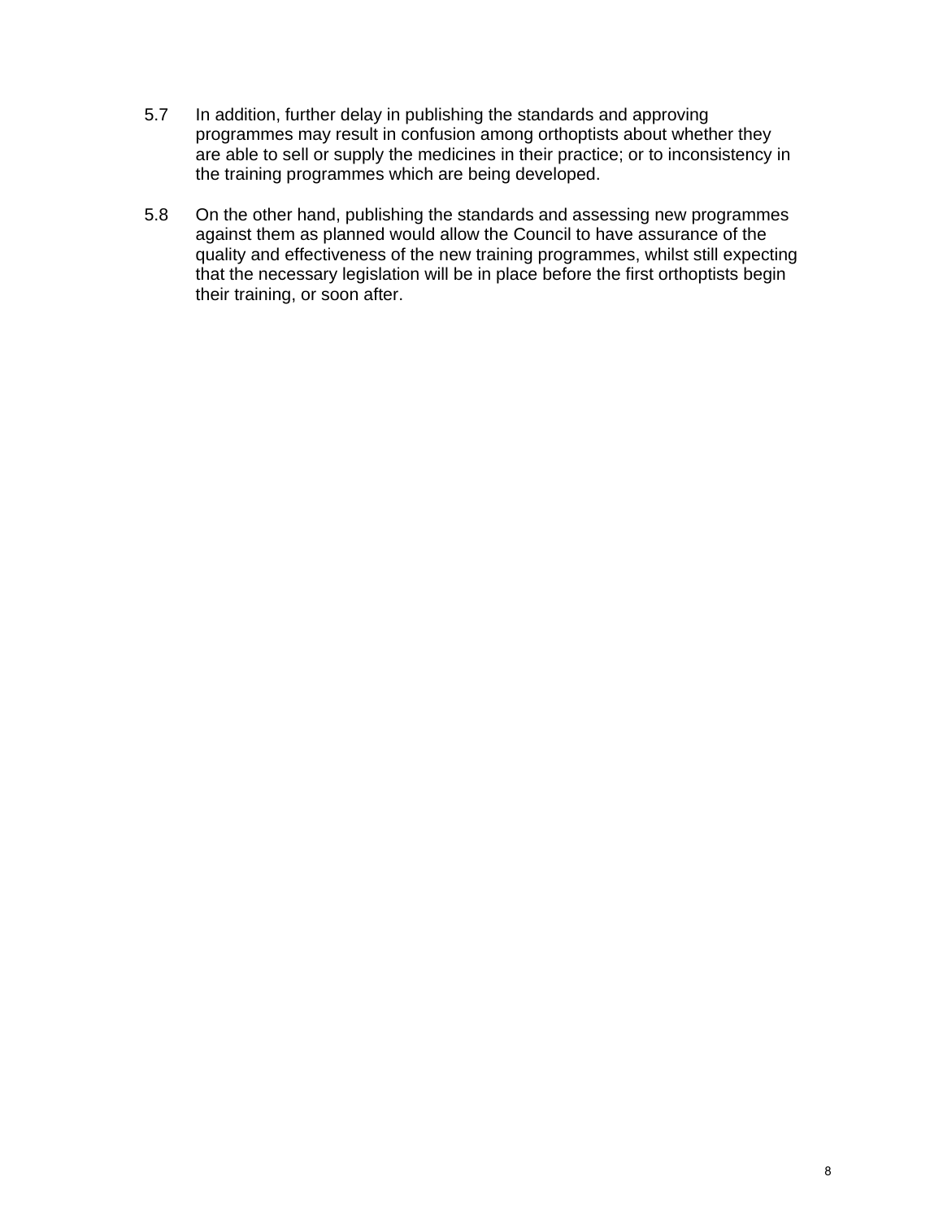5.7 In addition, further delay in publishing the standards and approving programmes may result in confusion among orthoptists about whether they are able to sell or supply the medicines in their practice; or to inconsistency in the training programmes which are being developed.

5.8 On the other hand, publishing the standards and assessing new programmes against them as planned would allow the Council to have assurance of the quality and effectiveness of the new training programmes, whilst still expecting that the necessary legislation will be in place before the first orthoptists begin their training, or soon after.